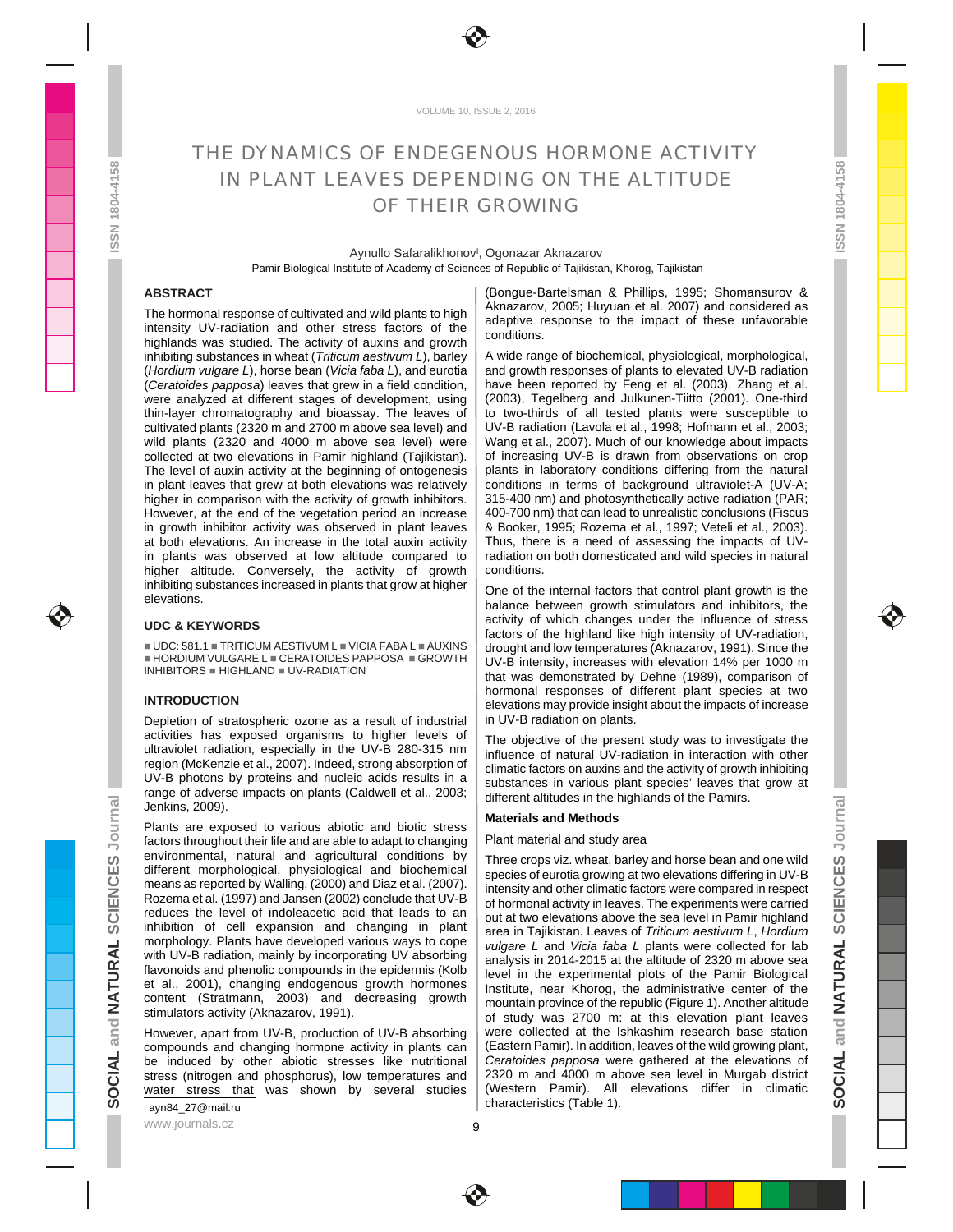# THE DYNAMICS OF ENDEGENOUS HORMONE ACTIVITY IN PLANT LEAVES DEPENDING ON THE ALTITUDE OF THEIR GROWING

Aynullo Safaralikhonov[I], Ogonazar Aknazarov

Pamir Biological Institute of Academy of Sciences of Republic of Tajikistan, Khorog, Tajikistan

## ABSTRACT

The hormonal response of cultivated and wild plants to high intensity UV-radiation and other stress factors of the highlands was studied. The activity of auxins and growth inhibiting substances in wheat (*Triticum aestivum L*), barley (*Hordium vulgare L*), horse bean (*Vicia faba L*), and eurotia (*Ceratoides papposa*) leaves that grew in a field condition, were analyzed at different stages of development, using thin-layer chromatography and bioassay. The leaves of cultivated plants (2320 m and 2700 m above sea level) and wild plants (2320 and 4000 m above sea level) were collected at two elevations in Pamir highland (Tajikistan). The level of auxin activity at the beginning of ontogenesis in plant leaves that grew at both elevations was relatively higher in comparison with the activity of growth inhibitors. However, at the end of the vegetation period an increase in growth inhibitor activity was observed in plant leaves at both elevations. An increase in the total auxin activity in plants was observed at low altitude compared to higher altitude. Conversely, the activity of growth inhibiting substances increased in plants that grow at higher elevations.

## UDC & KEYWORDS

■ UDC: 581.1 ■ TRITICUM AESTIVUM L ■ VICIA FABA L ■ AUXINS ■ HORDIUM VULGARE L ■ CERATOIDES PAPPOSA ■ GROWTH INHIBITORS ■ HIGHLAND ■ UV-RADIATION

## INTRODUCTION

Depletion of stratospheric ozone as a result of industrial activities has exposed organisms to higher levels of ultraviolet radiation, especially in the UV-B 280-315 nm region (McKenzie et al., 2007). Indeed, strong absorption of UV-B photons by proteins and nucleic acids results in a range of adverse impacts on plants (Caldwell et al., 2003; Jenkins, 2009).

Plants are exposed to various abiotic and biotic stress factors throughout their life and are able to adapt to changing environmental, natural and agricultural conditions by different morphological, physiological and biochemical means as reported by Walling, (2000) and Diaz et al. (2007). Rozema et al. (1997) and Jansen (2002) conclude that UV-B reduces the level of indoleacetic acid that leads to an inhibition of cell expansion and changing in plant morphology. Plants have developed various ways to cope with UV-B radiation, mainly by incorporating UV absorbing flavonoids and phenolic compounds in the epidermis (Kolb et al., 2001), changing endogenous growth hormones content (Stratmann, 2003) and decreasing growth stimulators activity (Aknazarov, 1991).

However, apart from UV-B, production of UV-B absorbing compounds and changing hormone activity in plants can be induced by other abiotic stresses like nutritional stress (nitrogen and phosphorus), low temperatures and water stress that was shown by several studies (Bongue-Bartelsman & Phillips, 1995; Shomansurov & Aknazarov, 2005; Huyuan et al. 2007) and considered as adaptive response to the impact of these unfavorable conditions.

A wide range of biochemical, physiological, morphological, and growth responses of plants to elevated UV-B radiation have been reported by Feng et al. (2003), Zhang et al. (2003), Tegelberg and Julkunen-Tiitto (2001). One-third to two-thirds of all tested plants were susceptible to UV-B radiation (Lavola et al., 1998; Hofmann et al., 2003; Wang et al., 2007). Much of our knowledge about impacts of increasing UV-B is drawn from observations on crop plants in laboratory conditions differing from the natural conditions in terms of background ultraviolet-A (UV-A; 315-400 nm) and photosynthetically active radiation (PAR; 400-700 nm) that can lead to unrealistic conclusions (Fiscus & Booker, 1995; Rozema et al., 1997; Veteli et al., 2003). Thus, there is a need of assessing the impacts of UV-radiation on both domesticated and wild species in natural conditions.

One of the internal factors that control plant growth is the balance between growth stimulators and inhibitors, the activity of which changes under the influence of stress factors of the highland like high intensity of UV-radiation, drought and low temperatures (Aknazarov, 1991). Since the UV-B intensity, increases with elevation 14% per 1000 m that was demonstrated by Dehne (1989), comparison of hormonal responses of different plant species at two elevations may provide insight about the impacts of increase in UV-B radiation on plants.

The objective of the present study was to investigate the influence of natural UV-radiation in interaction with other climatic factors on auxins and the activity of growth inhibiting substances in various plant species' leaves that grow at different altitudes in the highlands of the Pamirs.

### Materials and Methods

Plant material and study area

Three crops viz. wheat, barley and horse bean and one wild species of eurotia growing at two elevations differing in UV-B intensity and other climatic factors were compared in respect of hormonal activity in leaves. The experiments were carried out at two elevations above the sea level in Pamir highland area in Tajikistan. Leaves of *Triticum aestivum L*, *Hordium vulgare L* and *Vicia faba L* plants were collected for lab analysis in 2014-2015 at the altitude of 2320 m above sea level in the experimental plots of the Pamir Biological Institute, near Khorog, the administrative center of the mountain province of the republic (Figure 1). Another altitude of study was 2700 m: at this elevation plant leaves were collected at the Ishkashim research base station (Eastern Pamir). In addition, leaves of the wild growing plant, *Ceratoides papposa* were gathered at the elevations of 2320 m and 4000 m above sea level in Murgab district (Western Pamir). All elevations differ in climatic characteristics (Table 1).

[I] ayn84_27@mail.ru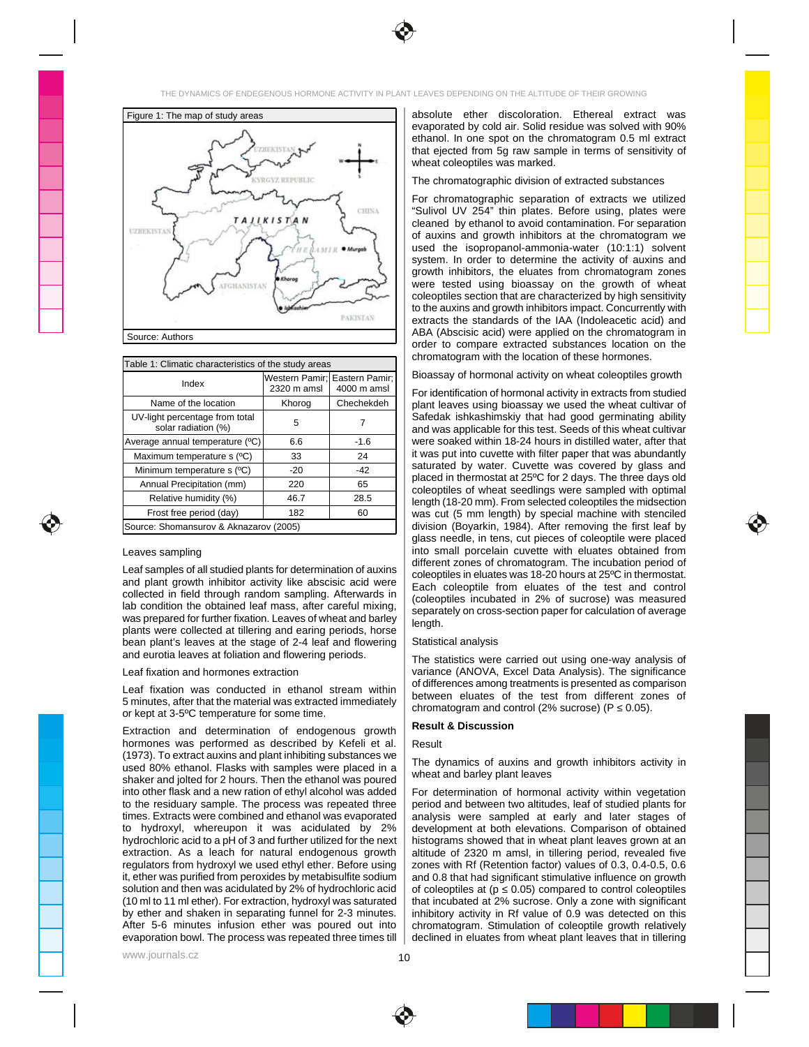Figure 1: The map of study areas

Source: Authors

Table 1: Climatic characteristics of the study areas

| Index | Western Pamir; 2320 m amsl | Eastern Pamir; 4000 m amsl |
|---|---|---|
| Name of the location | Khorog | Chechekden |
| UV-light percentage from total solar radiation (%) | 5 | 7 |
| Average annual temperature (ºC) | 6.6 | -1.6 |
| Maximum temperature s (ºC) | 33 | 24 |
| Minimum temperature s (ºC) | -20 | -42 |
| Annual Precipitation (mm) | 220 | 65 |
| Relative humidity (%) | 46.7 | 28.5 |
| Frost free period (day) | 182 | 60 |

Source: Shomansurov & Aknazarov (2005)

### Leaves sampling

Leaf samples of all studied plants for determination of auxins and plant growth inhibitor activity like abscisic acid were collected in field through random sampling. Afterwards in lab condition the obtained leaf mass, after careful mixing, was prepared for further fixation. Leaves of wheat and barley plants were collected at tillering and earing periods, horse bean plant's leaves at the stage of 2-4 leaf and flowering and eurotia leaves at foliation and flowering periods.

### Leaf fixation and hormones extraction

Leaf fixation was conducted in ethanol stream within 5 minutes, after that the material was extracted immediately or kept at 3-5ºC temperature for some time.

Extraction and determination of endogenous growth hormones was performed as described by Kefeli et al. (1973). To extract auxins and plant inhibiting substances we used 80% ethanol. Flasks with samples were placed in a shaker and jolted for 2 hours. Then the ethanol was poured into other flask and a new ration of ethyl alcohol was added to the residuary sample. The process was repeated three times. Extracts were combined and ethanol was evaporated to hydroxyl, whereupon it was acidulated by 2% hydrochloric acid to a pH of 3 and further utilized for the next extraction. As a leach for natural endogenous growth regulators from hydroxyl we used ethyl ether. Before using it, ether was purified from peroxides by metabisulfite sodium solution and then was acidulated by 2% of hydrochloric acid (10 ml to 11 ml ether). For extraction, hydroxyl was saturated by ether and shaken in separating funnel for 2-3 minutes. After 5-6 minutes infusion ether was poured out into evaporation bowl. The process was repeated three times till absolute ether discoloration. Ethereal extract was evaporated by cold air. Solid residue was solved with 90% ethanol. In one spot on the chromatogram 0.5 ml extract that ejected from 5g raw sample in terms of sensitivity of wheat coleoptiles was marked.

### The chromatographic division of extracted substances

For chromatographic separation of extracts we utilized "Sulivol UV 254" thin plates. Before using, plates were cleaned by ethanol to avoid contamination. For separation of auxins and growth inhibitors at the chromatogram we used the isopropanol-ammonia-water (10:1:1) solvent system. In order to determine the activity of auxins and growth inhibitors, the eluates from chromatogram zones were tested using bioassay on the growth of wheat coleoptiles section that are characterized by high sensitivity to the auxins and growth inhibitors impact. Concurrently with extracts the standards of the IAA (Indoleacetic acid) and ABA (Abscisic acid) were applied on the chromatogram in order to compare extracted substances location on the chromatogram with the location of these hormones.

### Bioassay of hormonal activity on wheat coleoptiles growth

For identification of hormonal activity in extracts from studied plant leaves using bioassay we used the wheat cultivar of Safedak ishkashimskiy that had good germinating ability and was applicable for this test. Seeds of this wheat cultivar were soaked within 18-24 hours in distilled water, after that it was put into cuvette with filter paper that was abundantly saturated by water. Cuvette was covered by glass and placed in thermostat at 25ºC for 2 days. The three days old coleoptiles of wheat seedlings were sampled with optimal length (18-20 mm). From selected coleoptiles the midsection was cut (5 mm length) by special machine with stenciled division (Boyarkin, 1984). After removing the first leaf by glass needle, in tens, cut pieces of coleoptile were placed into small porcelain cuvette with eluates obtained from different zones of chromatogram. The incubation period of coleoptiles in eluates was 18-20 hours at 25ºC in thermostat. Each coleoptile from eluates of the test and control (coleoptiles incubated in 2% of sucrose) was measured separately on cross-section paper for calculation of average length.

### Statistical analysis

The statistics were carried out using one-way analysis of variance (ANOVA, Excel Data Analysis). The significance of differences among treatments is presented as comparison between eluates of the test from different zones of chromatogram and control (2% sucrose) ($P \leq 0.05$).

## Result & Discussion

### Result

#### The dynamics of auxins and growth inhibitors activity in wheat and barley plant leaves

For determination of hormonal activity within vegetation period and between two altitudes, leaf of studied plants for analysis were sampled at early and later stages of development at both elevations. Comparison of obtained histograms showed that in wheat plant leaves grown at an altitude of 2320 m amsl, in tillering period, revealed five zones with Rf (Retention factor) values of 0.3, 0.4-0.5, 0.6 and 0.8 that had significant stimulative influence on growth of coleoptiles at ($p \leq 0.05$) compared to control coleoptiles that incubated at 2% sucrose. Only a zone with significant inhibitory activity in Rf value of 0.9 was detected on this chromatogram. Stimulation of coleoptile growth relatively declined in eluates from wheat plant leaves that in tillering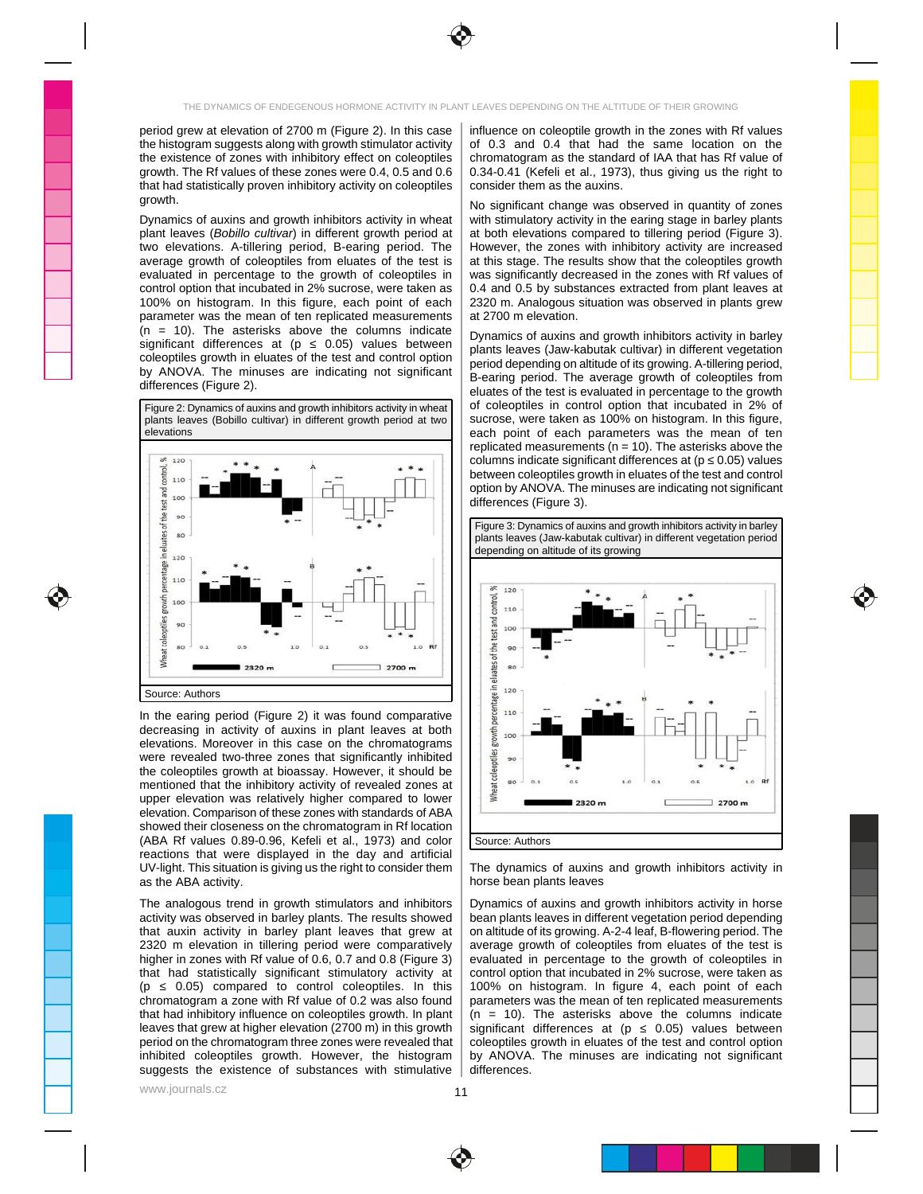period grew at elevation of 2700 m (Figure 2). In this case the histogram suggests along with growth stimulator activity the existence of zones with inhibitory effect on coleoptiles growth. The Rf values of these zones were 0.4, 0.5 and 0.6 that had statistically proven inhibitory activity on coleoptiles growth.

Dynamics of auxins and growth inhibitors activity in wheat plant leaves (*Bobillo cultivar*) in different growth period at two elevations. A-tillering period, B-earing period. The average growth of coleoptiles from eluates of the test is evaluated in percentage to the growth of coleoptiles in control option that incubated in 2% sucrose, were taken as 100% on histogram. In this figure, each point of each parameter was the mean of ten replicated measurements (n = 10). The asterisks above the columns indicate significant differences at ($p \leq 0.05$) values between coleoptiles growth in eluates of the test and control option by ANOVA. The minuses are indicating not significant differences (Figure 2).

Figure 2: Dynamics of auxins and growth inhibitors activity in wheat plants leaves (Bobillo cultivar) in different growth period at two elevations

Source: Authors

In the earing period (Figure 2) it was found comparative decreasing in activity of auxins in plant leaves at both elevations. Moreover in this case on the chromatograms were revealed two-three zones that significantly inhibited the coleoptiles growth at bioassay. However, it should be mentioned that the inhibitory activity of revealed zones at upper elevation was relatively higher compared to lower elevation. Comparison of these zones with standards of ABA showed their closeness on the chromatogram in Rf location (ABA Rf values 0.89-0.96, Kefeli et al., 1973) and color reactions that were displayed in the day and artificial UV-light. This situation is giving us the right to consider them as the ABA activity.

The analogous trend in growth stimulators and inhibitors activity was observed in barley plants. The results showed that auxin activity in barley plant leaves that grew at 2320 m elevation in tillering period were comparatively higher in zones with Rf value of 0.6, 0.7 and 0.8 (Figure 3) that had statistically significant stimulatory activity at ($p \leq 0.05$) compared to control coleoptiles. In this chromatogram a zone with Rf value of 0.2 was also found that had inhibitory influence on coleoptiles growth. In plant leaves that grew at higher elevation (2700 m) in this growth period on the chromatogram three zones were revealed that inhibited coleoptiles growth. However, the histogram suggests the existence of substances with stimulative influence on coleoptile growth in the zones with Rf values of 0.3 and 0.4 that had the same location on the chromatogram as the standard of IAA that has Rf value of 0.34-0.41 (Kefeli et al., 1973), thus giving us the right to consider them as the auxins.

No significant change was observed in quantity of zones with stimulatory activity in the earing stage in barley plants at both elevations compared to tillering period (Figure 3). However, the zones with inhibitory activity are increased at this stage. The results show that the coleoptiles growth was significantly decreased in the zones with Rf values of 0.4 and 0.5 by substances extracted from plant leaves at 2320 m. Analogous situation was observed in plants grew at 2700 m elevation.

Dynamics of auxins and growth inhibitors activity in barley plants leaves (Jaw-kabutak cultivar) in different vegetation period depending on altitude of its growing. A-tillering period, B-earing period. The average growth of coleoptiles from eluates of the test is evaluated in percentage to the growth of coleoptiles in control option that incubated in 2% of sucrose, were taken as 100% on histogram. In this figure, each point of each parameters was the mean of ten replicated measurements (n = 10). The asterisks above the columns indicate significant differences at ($p \leq 0.05$) values between coleoptiles growth in eluates of the test and control option by ANOVA. The minuses are indicating not significant differences (Figure 3).

Figure 3: Dynamics of auxins and growth inhibitors activity in barley plants leaves (Jaw-kabutak cultivar) in different vegetation period depending on altitude of its growing

Source: Authors

The dynamics of auxins and growth inhibitors activity in horse bean plants leaves

Dynamics of auxins and growth inhibitors activity in horse bean plants leaves in different vegetation period depending on altitude of its growing. A-2-4 leaf, B-flowering period. The average growth of coleoptiles from eluates of the test is evaluated in percentage to the growth of coleoptiles in control option that incubated in 2% sucrose, were taken as 100% on histogram. In figure 4, each point of each parameters was the mean of ten replicated measurements (n = 10). The asterisks above the columns indicate significant differences at ($p \leq 0.05$) values between coleoptiles growth in eluates of the test and control option by ANOVA. The minuses are indicating not significant differences.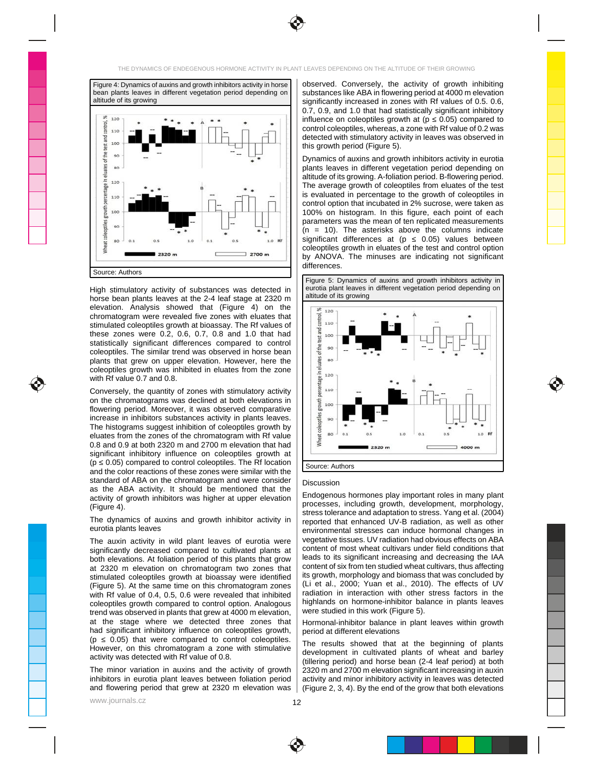Figure 4: Dynamics of auxins and growth inhibitors activity in horse bean plants leaves in different vegetation period depending on altitude of its growing

Source: Authors

High stimulatory activity of substances was detected in horse bean plants leaves at the 2-4 leaf stage at 2320 m elevation. Analysis showed that (Figure 4) on the chromatogram were revealed five zones with eluates that stimulated coleoptiles growth at bioassay. The Rf values of these zones were 0.2, 0.6, 0.7, 0.8 and 1.0 that had statistically significant differences compared to control coleoptiles. The similar trend was observed in horse bean plants that grew on upper elevation. However, here the coleoptiles growth was inhibited in eluates from the zone with Rf value 0.7 and 0.8.

Conversely, the quantity of zones with stimulatory activity on the chromatograms was declined at both elevations in flowering period. Moreover, it was observed comparative increase in inhibitors substances activity in plants leaves. The histograms suggest inhibition of coleoptiles growth by eluates from the zones of the chromatogram with Rf value 0.8 and 0.9 at both 2320 m and 2700 m elevation that had significant inhibitory influence on coleoptiles growth at ($p \leq 0.05$) compared to control coleoptiles. The Rf location and the color reactions of these zones were similar with the standard of ABA on the chromatogram and were consider as the ABA activity. It should be mentioned that the activity of growth inhibitors was higher at upper elevation (Figure 4).

The dynamics of auxins and growth inhibitor activity in eurotia plants leaves

The auxin activity in wild plant leaves of eurotia were significantly decreased compared to cultivated plants at both elevations. At foliation period of this plants that grow at 2320 m elevation on chromatogram two zones that stimulated coleoptiles growth at bioassay were identified (Figure 5). At the same time on this chromatogram zones with Rf value of 0.4, 0.5, 0.6 were revealed that inhibited coleoptiles growth compared to control option. Analogous trend was observed in plants that grew at 4000 m elevation, at the stage where we detected three zones that had significant inhibitory influence on coleoptiles growth, ($p \leq 0.05$) that were compared to control coleoptiles. However, on this chromatogram a zone with stimulative activity was detected with Rf value of 0.8.

The minor variation in auxins and the activity of growth inhibitors in eurotia plant leaves between foliation period and flowering period that grew at 2320 m elevation was observed. Conversely, the activity of growth inhibiting substances like ABA in flowering period at 4000 m elevation significantly increased in zones with Rf values of 0.5. 0.6, 0.7, 0.9, and 1.0 that had statistically significant inhibitory influence on coleoptiles growth at ($p \leq 0.05$) compared to control coleoptiles, whereas, a zone with Rf value of 0.2 was detected with stimulatory activity in leaves was observed in this growth period (Figure 5).

Dynamics of auxins and growth inhibitors activity in eurotia plants leaves in different vegetation period depending on altitude of its growing. A-foliation period. B-flowering period. The average growth of coleoptiles from eluates of the test is evaluated in percentage to the growth of coleoptiles in control option that incubated in 2% sucrose, were taken as 100% on histogram. In this figure, each point of each parameters was the mean of ten replicated measurements ($n = 10$). The asterisks above the columns indicate significant differences at ($p \leq 0.05$) values between coleoptiles growth in eluates of the test and control option by ANOVA. The minuses are indicating not significant differences.

Figure 5: Dynamics of auxins and growth inhibitors activity in eurotia plant leaves in different vegetation period depending on altitude of its growing

Source: Authors

## Discussion

Endogenous hormones play important roles in many plant processes, including growth, development, morphology, stress tolerance and adaptation to stress. Yang et al. (2004) reported that enhanced UV-B radiation, as well as other environmental stresses can induce hormonal changes in vegetative tissues. UV radiation had obvious effects on ABA content of most wheat cultivars under field conditions that leads to its significant increasing and decreasing the IAA content of six from ten studied wheat cultivars, thus affecting its growth, morphology and biomass that was concluded by (Li et al., 2000; Yuan et al., 2010). The effects of UV radiation in interaction with other stress factors in the highlands on hormone-inhibitor balance in plants leaves were studied in this work (Figure 5).

Hormonal-inhibitor balance in plant leaves within growth period at different elevations

The results showed that at the beginning of plants development in cultivated plants of wheat and barley (tillering period) and horse bean (2-4 leaf period) at both 2320 m and 2700 m elevation significant increasing in auxin activity and minor inhibitory activity in leaves was detected (Figure 2, 3, 4). By the end of the grow that both elevations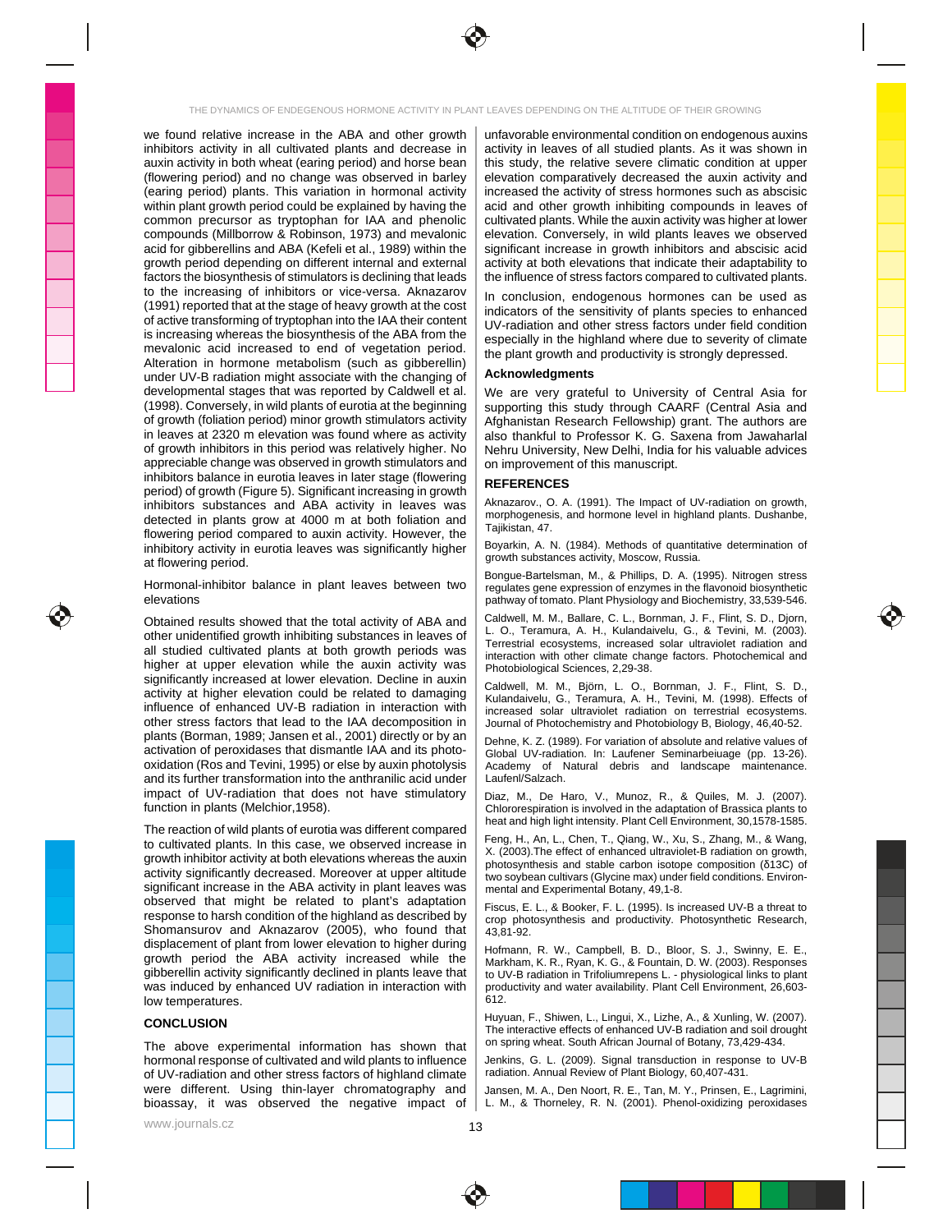we found relative increase in the ABA and other growth inhibitors activity in all cultivated plants and decrease in auxin activity in both wheat (earing period) and horse bean (flowering period) and no change was observed in barley (earing period) plants. This variation in hormonal activity within plant growth period could be explained by having the common precursor as tryptophan for IAA and phenolic compounds (Millborrow & Robinson, 1973) and mevalonic acid for gibberellins and ABA (Kefeli et al., 1989) within the growth period depending on different internal and external factors the biosynthesis of stimulators is declining that leads to the increasing of inhibitors or vice-versa. Aknazarov (1991) reported that at the stage of heavy growth at the cost of active transforming of tryptophan into the IAA their content is increasing whereas the biosynthesis of the ABA from the mevalonic acid increased to end of vegetation period. Alteration in hormone metabolism (such as gibberellin) under UV-B radiation might associate with the changing of developmental stages that was reported by Caldwell et al. (1998). Conversely, in wild plants of eurotia at the beginning of growth (foliation period) minor growth stimulators activity in leaves at 2320 m elevation was found where as activity of growth inhibitors in this period was relatively higher. No appreciable change was observed in growth stimulators and inhibitors balance in eurotia leaves in later stage (flowering period) of growth (Figure 5). Significant increasing in growth inhibitors substances and ABA activity in leaves was detected in plants grow at 4000 m at both foliation and flowering period compared to auxin activity. However, the inhibitory activity in eurotia leaves was significantly higher at flowering period.

Hormonal-inhibitor balance in plant leaves between two elevations

Obtained results showed that the total activity of ABA and other unidentified growth inhibiting substances in leaves of all studied cultivated plants at both growth periods was higher at upper elevation while the auxin activity was significantly increased at lower elevation. Decline in auxin activity at higher elevation could be related to damaging influence of enhanced UV-B radiation in interaction with other stress factors that lead to the IAA decomposition in plants (Borman, 1989; Jansen et al., 2001) directly or by an activation of peroxidases that dismantle IAA and its photo-oxidation (Ros and Tevini, 1995) or else by auxin photolysis and its further transformation into the anthranilic acid under impact of UV-radiation that does not have stimulatory function in plants (Melchior,1958).

The reaction of wild plants of eurotia was different compared to cultivated plants. In this case, we observed increase in growth inhibitor activity at both elevations whereas the auxin activity significantly decreased. Moreover at upper altitude significant increase in the ABA activity in plant leaves was observed that might be related to plant's adaptation response to harsh condition of the highland as described by Shomansurov and Aknazarov (2005), who found that displacement of plant from lower elevation to higher during growth period the ABA activity increased while the gibberellin activity significantly declined in plants leave that was induced by enhanced UV radiation in interaction with low temperatures.

## CONCLUSION

The above experimental information has shown that hormonal response of cultivated and wild plants to influence of UV-radiation and other stress factors of highland climate were different. Using thin-layer chromatography and bioassay, it was observed the negative impact of unfavorable environmental condition on endogenous auxins activity in leaves of all studied plants. As it was shown in this study, the relative severe climatic condition at upper elevation comparatively decreased the auxin activity and increased the activity of stress hormones such as abscisic acid and other growth inhibiting compounds in leaves of cultivated plants. While the auxin activity was higher at lower elevation. Conversely, in wild plants leaves we observed significant increase in growth inhibitors and abscisic acid activity at both elevations that indicate their adaptability to the influence of stress factors compared to cultivated plants.

In conclusion, endogenous hormones can be used as indicators of the sensitivity of plants species to enhanced UV-radiation and other stress factors under field condition especially in the highland where due to severity of climate the plant growth and productivity is strongly depressed.

## Acknowledgments

We are very grateful to University of Central Asia for supporting this study through CAARF (Central Asia and Afghanistan Research Fellowship) grant. The authors are also thankful to Professor K. G. Saxena from Jawaharlal Nehru University, New Delhi, India for his valuable advices on improvement of this manuscript.

## REFERENCES

Aknazarov., O. A. (1991). The Impact of UV-radiation on growth, morphogenesis, and hormone level in highland plants. Dushanbe, Tajikistan, 47.

Boyarkin, A. N. (1984). Methods of quantitative determination of growth substances activity, Moscow, Russia.

Bongue-Bartelsman, M., & Phillips, D. A. (1995). Nitrogen stress regulates gene expression of enzymes in the flavonoid biosynthetic pathway of tomato. Plant Physiology and Biochemistry, 33,539-546.

Caldwell, M. M., Ballare, C. L., Bornman, J. F., Flint, S. D., Djorn, L. O., Teramura, A. H., Kulandaivelu, G., & Tevini, M. (2003). Terrestrial ecosystems, increased solar ultraviolet radiation and interaction with other climate change factors. Photochemical and Photobiological Sciences, 2,29-38.

Caldwell, M. M., Björn, L. O., Bornman, J. F., Flint, S. D., Kulandaivelu, G., Teramura, A. H., Tevini, M. (1998). Effects of increased solar ultraviolet radiation on terrestrial ecosystems. Journal of Photochemistry and Photobiology B, Biology, 46,40-52.

Dehne, K. Z. (1989). For variation of absolute and relative values of Global UV-radiation. In: Laufener Seminarbeiuage (pp. 13-26). Academy of Natural debris and landscape maintenance. Laufenl/Salzach.

Diaz, M., De Haro, V., Munoz, R., & Quiles, M. J. (2007). Chlororespiration is involved in the adaptation of Brassica plants to heat and high light intensity. Plant Cell Environment, 30,1578-1585.

Feng, H., An, L., Chen, T., Qiang, W., Xu, S., Zhang, M., & Wang, X. (2003).The effect of enhanced ultraviolet-B radiation on growth, photosynthesis and stable carbon isotope composition (δ13C) of two soybean cultivars (Glycine max) under field conditions. Environmental and Experimental Botany, 49,1-8.

Fiscus, E. L., & Booker, F. L. (1995). Is increased UV-B a threat to crop photosynthesis and productivity. Photosynthetic Research, 43,81-92.

Hofmann, R. W., Campbell, B. D., Bloor, S. J., Swinny, E. E., Markham, K. R., Ryan, K. G., & Fountain, D. W. (2003). Responses to UV-B radiation in Trifoliumrepens L. - physiological links to plant productivity and water availability. Plant Cell Environment, 26,603-612.

Huyuan, F., Shiwen, L., Lingui, X., Lizhe, A., & Xunling, W. (2007). The interactive effects of enhanced UV-B radiation and soil drought on spring wheat. South African Journal of Botany, 73,429-434.

Jenkins, G. L. (2009). Signal transduction in response to UV-B radiation. Annual Review of Plant Biology, 60,407-431.

Jansen, M. A., Den Noort, R. E., Tan, M. Y., Prinsen, E., Lagrimini, L. M., & Thorneley, R. N. (2001). Phenol-oxidizing peroxidases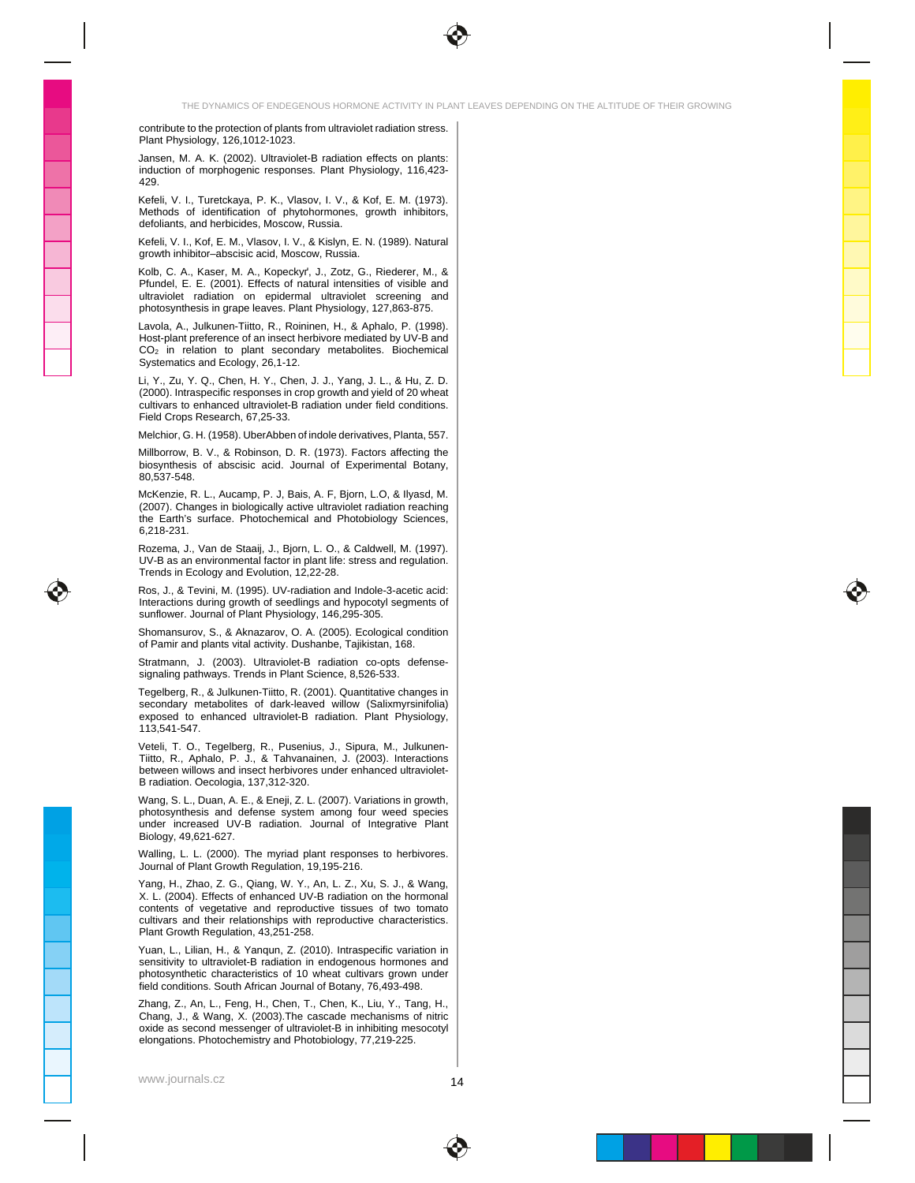contribute to the protection of plants from ultraviolet radiation stress. Plant Physiology, 126,1012-1023.

Jansen, M. A. K. (2002). Ultraviolet-B radiation effects on plants: induction of morphogenic responses. Plant Physiology, 116,423-429.

Kefeli, V. I., Turetckaya, P. K., Vlasov, I. V., & Kof, E. M. (1973). Methods of identification of phytohormones, growth inhibitors, defoliants, and herbicides, Moscow, Russia.

Kefeli, V. I., Kof, E. M., Vlasov, I. V., & Kislyn, E. N. (1989). Natural growth inhibitor–abscisic acid, Moscow, Russia.

Kolb, C. A., Kaser, M. A., Kopeckyґ, J., Zotz, G., Riederer, M., & Pfundel, E. E. (2001). Effects of natural intensities of visible and ultraviolet radiation on epidermal ultraviolet screening and photosynthesis in grape leaves. Plant Physiology, 127,863-875.

Lavola, A., Julkunen-Tiitto, R., Roininen, H., & Aphalo, P. (1998). Host-plant preference of an insect herbivore mediated by UV-B and $CO_2$ in relation to plant secondary metabolites. Biochemical Systematics and Ecology, 26,1-12.

Li, Y., Zu, Y. Q., Chen, H. Y., Chen, J. J., Yang, J. L., & Hu, Z. D. (2000). Intraspecific responses in crop growth and yield of 20 wheat cultivars to enhanced ultraviolet-B radiation under field conditions. Field Crops Research, 67,25-33.

Melchior, G. H. (1958). UberAbben of indole derivatives, Planta, 557.

Millborrow, B. V., & Robinson, D. R. (1973). Factors affecting the biosynthesis of abscisic acid. Journal of Experimental Botany, 80,537-548.

McKenzie, R. L., Aucamp, P. J, Bais, A. F, Bjorn, L.O, & Ilyasd, M. (2007). Changes in biologically active ultraviolet radiation reaching the Earth's surface. Photochemical and Photobiology Sciences, 6,218-231.

Rozema, J., Van de Staaij, J., Bjorn, L. O., & Caldwell, M. (1997). UV-B as an environmental factor in plant life: stress and regulation. Trends in Ecology and Evolution, 12,22-28.

Ros, J., & Tevini, M. (1995). UV-radiation and Indole-3-acetic acid: Interactions during growth of seedlings and hypocotyl segments of sunflower. Journal of Plant Physiology, 146,295-305.

Shomansurov, S., & Aknazarov, O. A. (2005). Ecological condition of Pamir and plants vital activity. Dushanbe, Tajikistan, 168.

Stratmann, J. (2003). Ultraviolet-B radiation co-opts defense-signaling pathways. Trends in Plant Science, 8,526-533.

Tegelberg, R., & Julkunen-Tiitto, R. (2001). Quantitative changes in secondary metabolites of dark-leaved willow (Salixmyrsinifolia) exposed to enhanced ultraviolet-B radiation. Plant Physiology, 113,541-547.

Veteli, T. O., Tegelberg, R., Pusenius, J., Sipura, M., Julkunen-Tiitto, R., Aphalo, P. J., & Tahvanainen, J. (2003). Interactions between willows and insect herbivores under enhanced ultraviolet-B radiation. Oecologia, 137,312-320.

Wang, S. L., Duan, A. E., & Eneji, Z. L. (2007). Variations in growth, photosynthesis and defense system among four weed species under increased UV-B radiation. Journal of Integrative Plant Biology, 49,621-627.

Walling, L. L. (2000). The myriad plant responses to herbivores. Journal of Plant Growth Regulation, 19,195-216.

Yang, H., Zhao, Z. G., Qiang, W. Y., An, L. Z., Xu, S. J., & Wang, X. L. (2004). Effects of enhanced UV-B radiation on the hormonal contents of vegetative and reproductive tissues of two tomato cultivars and their relationships with reproductive characteristics. Plant Growth Regulation, 43,251-258.

Yuan, L., Lilian, H., & Yanqun, Z. (2010). Intraspecific variation in sensitivity to ultraviolet-B radiation in endogenous hormones and photosynthetic characteristics of 10 wheat cultivars grown under field conditions. South African Journal of Botany, 76,493-498.

Zhang, Z., An, L., Feng, H., Chen, T., Chen, K., Liu, Y., Tang, H., Chang, J., & Wang, X. (2003).The cascade mechanisms of nitric oxide as second messenger of ultraviolet-B in inhibiting mesocotyl elongations. Photochemistry and Photobiology, 77,219-225.